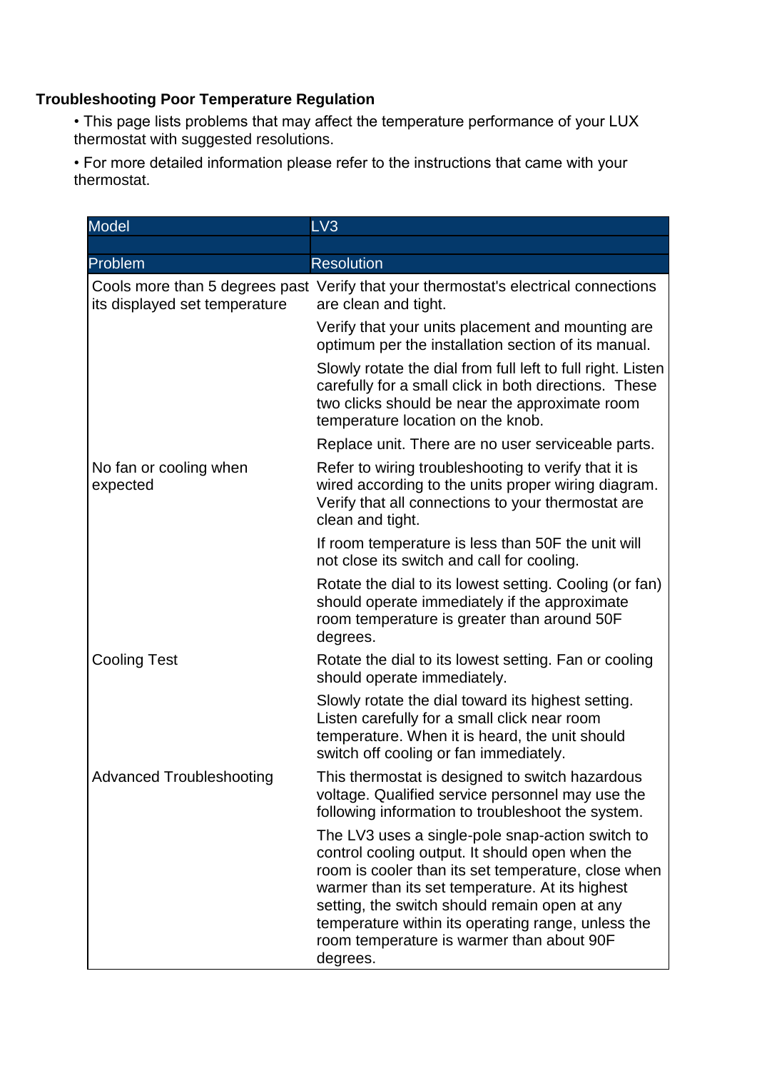## Troubleshooting Poor Temperature Regulation

- This page lists problems that may affect the temperature performance of your LUX thermostat with suggested resolutions.
- For more detailed information please refer to the instructions that came with your thermostat.

| Model | LV3 |
|---|---|
| | |
| **Problem** | **Resolution** |
| Cools more than 5 degrees past its displayed set temperature | Verify that your thermostat's electrical connections are clean and tight. |
| | Verify that your units placement and mounting are optimum per the installation section of its manual. |
| | Slowly rotate the dial from full left to full right. Listen carefully for a small click in both directions. These two clicks should be near the approximate room temperature location on the knob. |
| | Replace unit. There are no user serviceable parts. |
| No fan or cooling when expected | Refer to wiring troubleshooting to verify that it is wired according to the units proper wiring diagram. Verify that all connections to your thermostat are clean and tight. |
| | If room temperature is less than 50F the unit will not close its switch and call for cooling. |
| | Rotate the dial to its lowest setting. Cooling (or fan) should operate immediately if the approximate room temperature is greater than around 50F degrees. |
| Cooling Test | Rotate the dial to its lowest setting. Fan or cooling should operate immediately. |
| | Slowly rotate the dial toward its highest setting. Listen carefully for a small click near room temperature. When it is heard, the unit should switch off cooling or fan immediately. |
| Advanced Troubleshooting | This thermostat is designed to switch hazardous voltage. Qualified service personnel may use the following information to troubleshoot the system. |
| | The LV3 uses a single-pole snap-action switch to control cooling output. It should open when the room is cooler than its set temperature, close when warmer than its set temperature. At its highest setting, the switch should remain open at any temperature within its operating range, unless the room temperature is warmer than about 90F degrees. |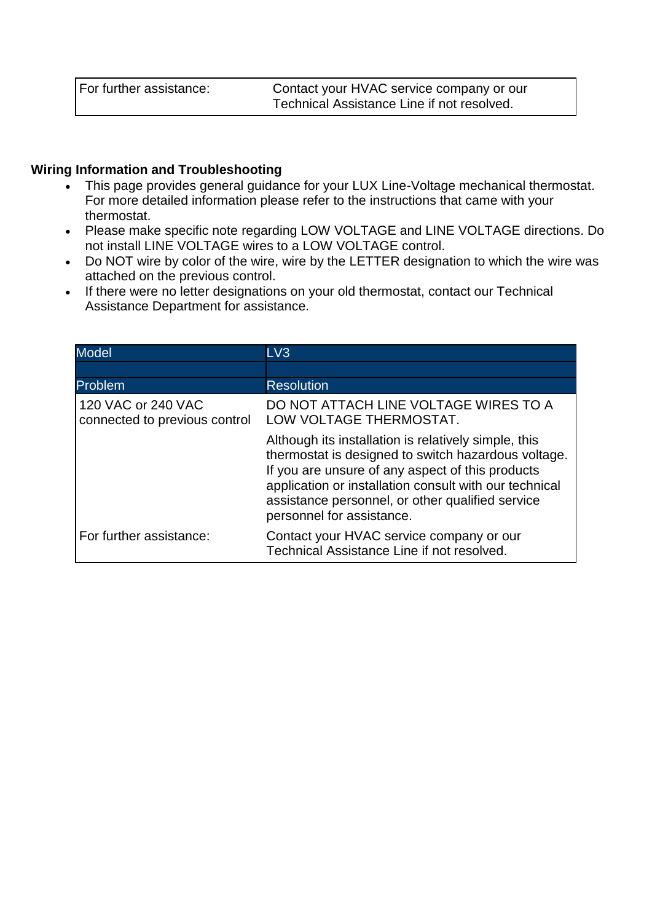| | |
|---|---|
| For further assistance: | Contact your HVAC service company or our Technical Assistance Line if not resolved. |

**Wiring Information and Troubleshooting**

- This page provides general guidance for your LUX Line-Voltage mechanical thermostat. For more detailed information please refer to the instructions that came with your thermostat.
- Please make specific note regarding LOW VOLTAGE and LINE VOLTAGE directions. Do not install LINE VOLTAGE wires to a LOW VOLTAGE control.
- Do NOT wire by color of the wire, wire by the LETTER designation to which the wire was attached on the previous control.
- If there were no letter designations on your old thermostat, contact our Technical Assistance Department for assistance.

| Model | LV3 |
|---|---|
| | |
| Problem | Resolution |
| 120 VAC or 240 VAC connected to previous control | DO NOT ATTACH LINE VOLTAGE WIRES TO A LOW VOLTAGE THERMOSTAT. |
| | Although its installation is relatively simple, this thermostat is designed to switch hazardous voltage. If you are unsure of any aspect of this products application or installation consult with our technical assistance personnel, or other qualified service personnel for assistance. |
| For further assistance: | Contact your HVAC service company or our Technical Assistance Line if not resolved. |